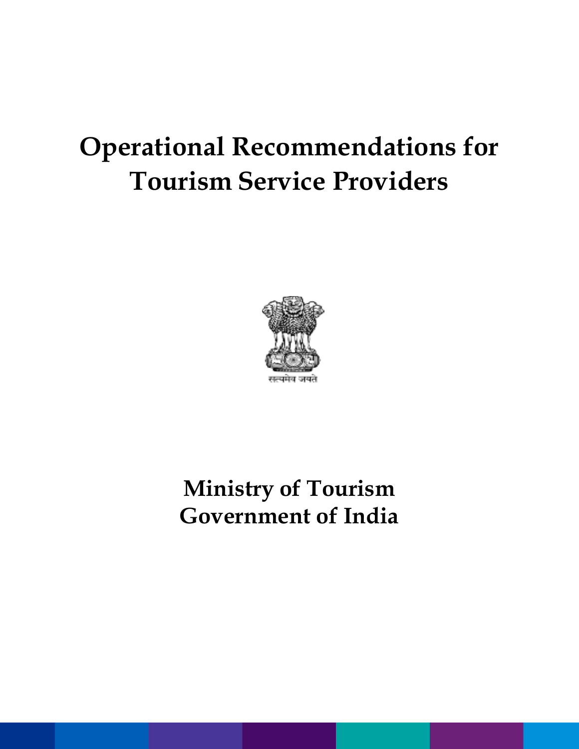# Operational Recommendations for Tourism Service Providers

सत्यमेव जयते

**Ministry of Tourism**
**Government of India**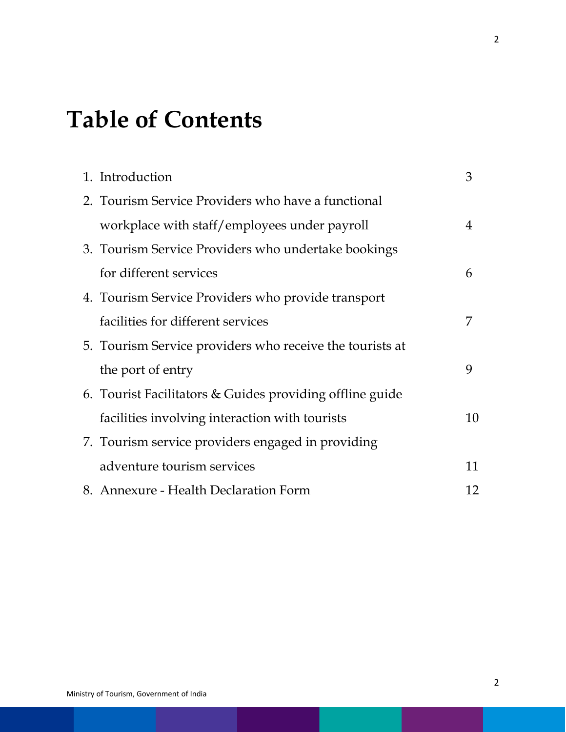# Table of Contents

1. Introduction 3
2. Tourism Service Providers who have a functional workplace with staff/employees under payroll 4
3. Tourism Service Providers who undertake bookings for different services 6
4. Tourism Service Providers who provide transport facilities for different services 7
5. Tourism Service providers who receive the tourists at the port of entry 9
6. Tourist Facilitators & Guides providing offline guide facilities involving interaction with tourists 10
7. Tourism service providers engaged in providing adventure tourism services 11
8. Annexure - Health Declaration Form 12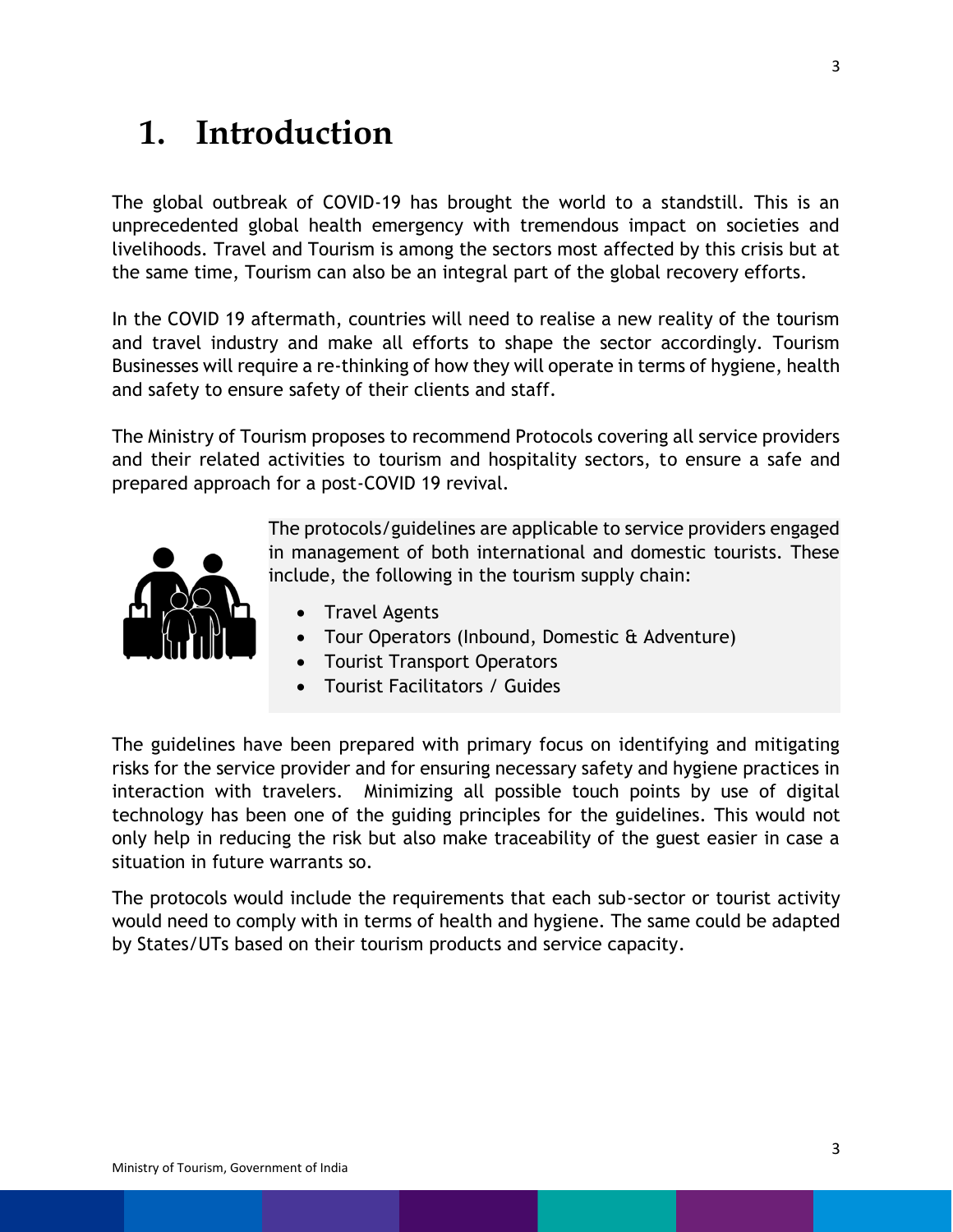# 1. Introduction

The global outbreak of COVID-19 has brought the world to a standstill. This is an unprecedented global health emergency with tremendous impact on societies and livelihoods. Travel and Tourism is among the sectors most affected by this crisis but at the same time, Tourism can also be an integral part of the global recovery efforts.

In the COVID 19 aftermath, countries will need to realise a new reality of the tourism and travel industry and make all efforts to shape the sector accordingly. Tourism Businesses will require a re-thinking of how they will operate in terms of hygiene, health and safety to ensure safety of their clients and staff.

The Ministry of Tourism proposes to recommend Protocols covering all service providers and their related activities to tourism and hospitality sectors, to ensure a safe and prepared approach for a post-COVID 19 revival.

The protocols/guidelines are applicable to service providers engaged in management of both international and domestic tourists. These include, the following in the tourism supply chain:

- Travel Agents
- Tour Operators (Inbound, Domestic & Adventure)
- Tourist Transport Operators
- Tourist Facilitators / Guides

The guidelines have been prepared with primary focus on identifying and mitigating risks for the service provider and for ensuring necessary safety and hygiene practices in interaction with travelers. Minimizing all possible touch points by use of digital technology has been one of the guiding principles for the guidelines. This would not only help in reducing the risk but also make traceability of the guest easier in case a situation in future warrants so.

The protocols would include the requirements that each sub-sector or tourist activity would need to comply with in terms of health and hygiene. The same could be adapted by States/UTs based on their tourism products and service capacity.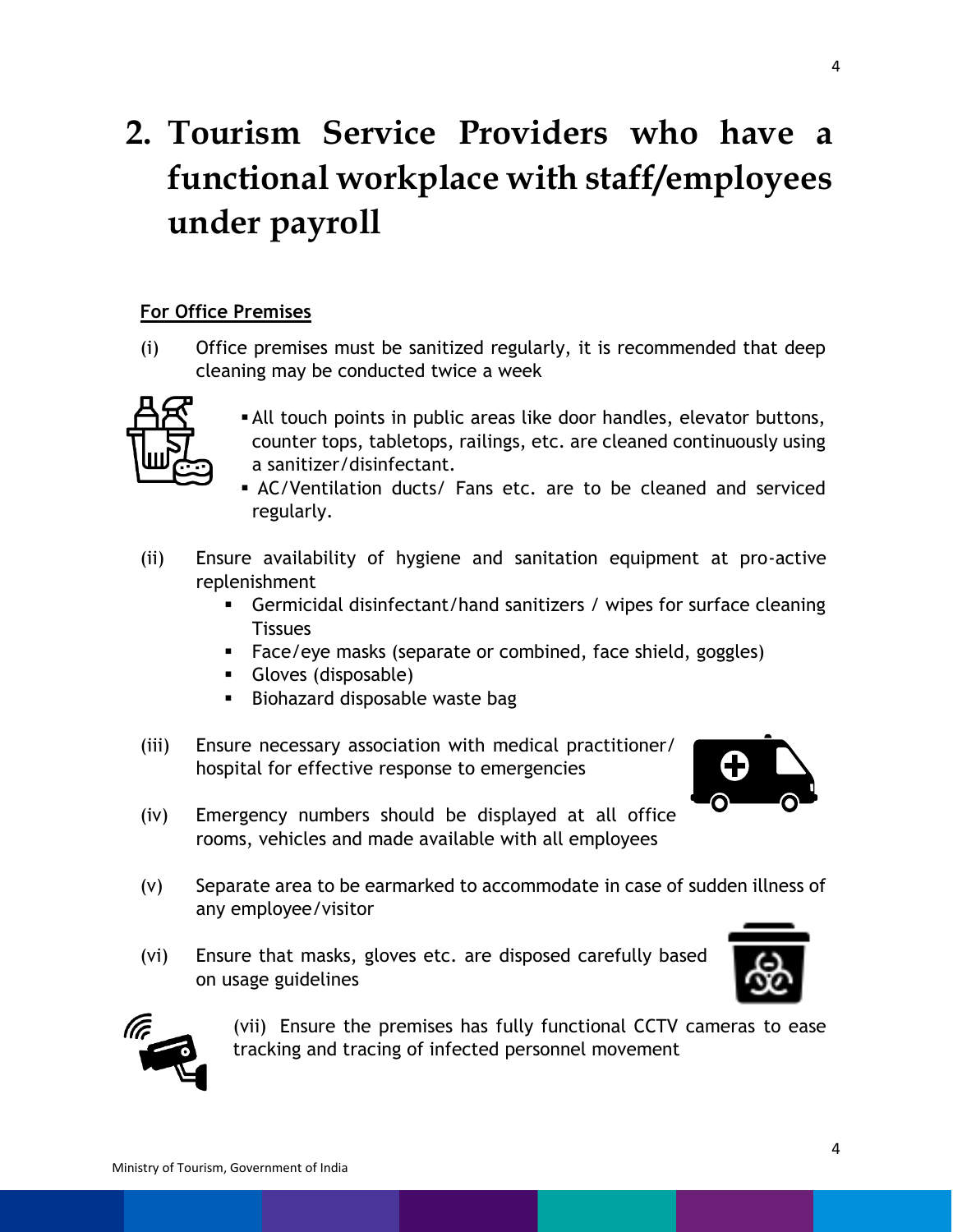# 2. Tourism Service Providers who have a functional workplace with staff/employees under payroll

**For Office Premises**

(i) Office premises must be sanitized regularly, it is recommended that deep cleaning may be conducted twice a week

- All touch points in public areas like door handles, elevator buttons, counter tops, tabletops, railings, etc. are cleaned continuously using a sanitizer/disinfectant.
- AC/Ventilation ducts/ Fans etc. are to be cleaned and serviced regularly.

(ii) Ensure availability of hygiene and sanitation equipment at pro-active replenishment

- Germicidal disinfectant/hand sanitizers / wipes for surface cleaning Tissues
- Face/eye masks (separate or combined, face shield, goggles)
- Gloves (disposable)
- Biohazard disposable waste bag

(iii) Ensure necessary association with medical practitioner/ hospital for effective response to emergencies

(iv) Emergency numbers should be displayed at all office rooms, vehicles and made available with all employees

(v) Separate area to be earmarked to accommodate in case of sudden illness of any employee/visitor

(vi) Ensure that masks, gloves etc. are disposed carefully based on usage guidelines

(vii) Ensure the premises has fully functional CCTV cameras to ease tracking and tracing of infected personnel movement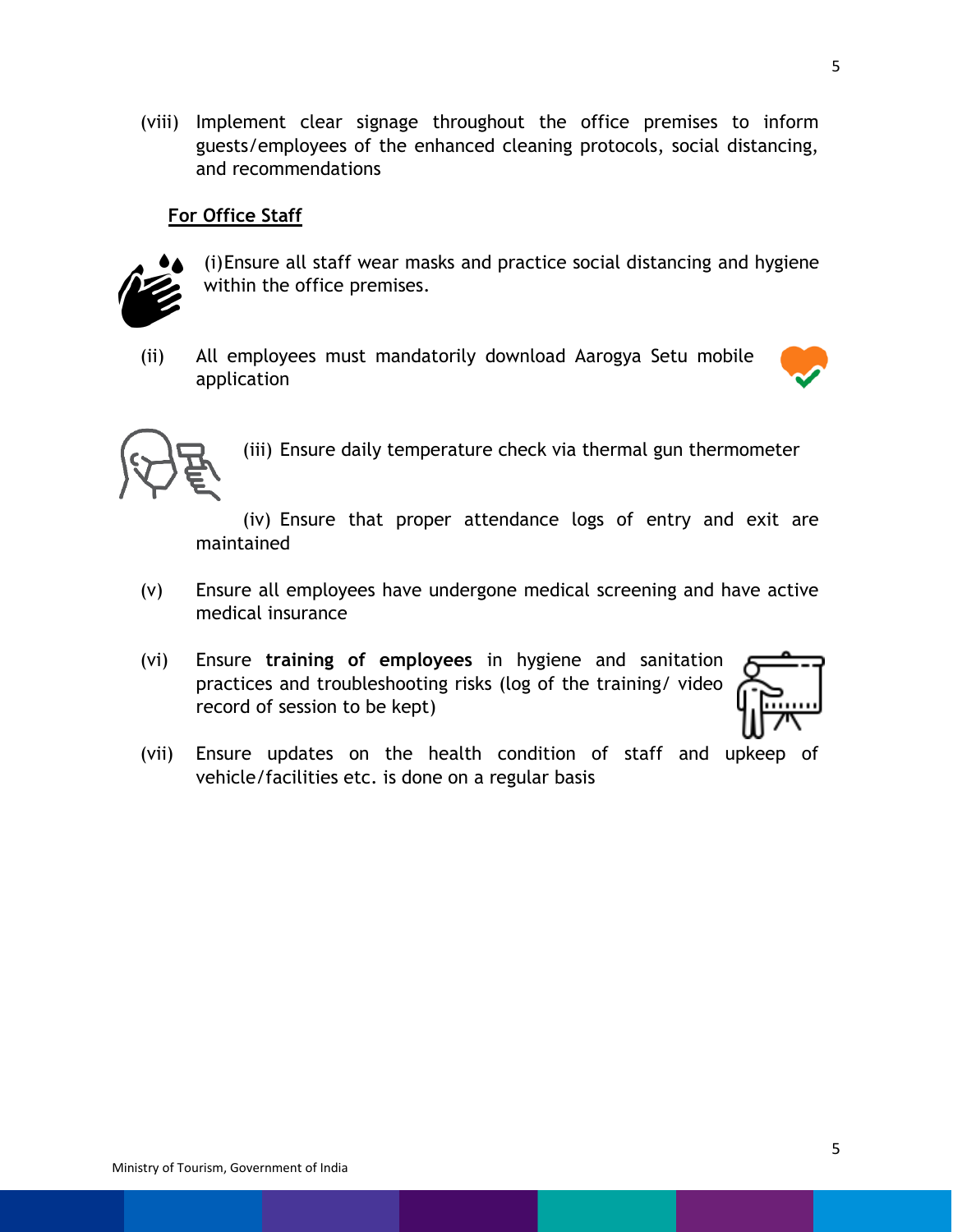(viii) Implement clear signage throughout the office premises to inform guests/employees of the enhanced cleaning protocols, social distancing, and recommendations

**For Office Staff**

(i) Ensure all staff wear masks and practice social distancing and hygiene within the office premises.

(ii) All employees must mandatorily download Aarogya Setu mobile application

(iii) Ensure daily temperature check via thermal gun thermometer

(iv) Ensure that proper attendance logs of entry and exit are maintained

(v) Ensure all employees have undergone medical screening and have active medical insurance

(vi) Ensure **training of employees** in hygiene and sanitation practices and troubleshooting risks (log of the training/ video record of session to be kept)

(vii) Ensure updates on the health condition of staff and upkeep of vehicle/facilities etc. is done on a regular basis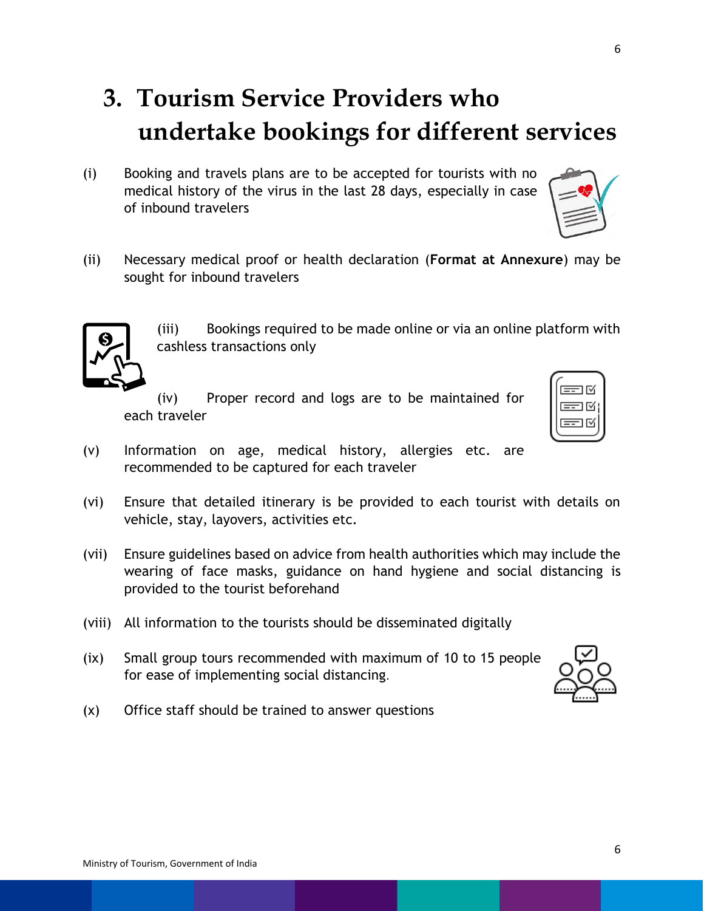# 3. Tourism Service Providers who undertake bookings for different services

(i) Booking and travels plans are to be accepted for tourists with no medical history of the virus in the last 28 days, especially in case of inbound travelers

(ii) Necessary medical proof or health declaration (**Format at Annexure**) may be sought for inbound travelers

(iii) Bookings required to be made online or via an online platform with cashless transactions only

(iv) Proper record and logs are to be maintained for each traveler

(v) Information on age, medical history, allergies etc. are recommended to be captured for each traveler

(vi) Ensure that detailed itinerary is be provided to each tourist with details on vehicle, stay, layovers, activities etc.

(vii) Ensure guidelines based on advice from health authorities which may include the wearing of face masks, guidance on hand hygiene and social distancing is provided to the tourist beforehand

(viii) All information to the tourists should be disseminated digitally

(ix) Small group tours recommended with maximum of 10 to 15 people for ease of implementing social distancing.

(x) Office staff should be trained to answer questions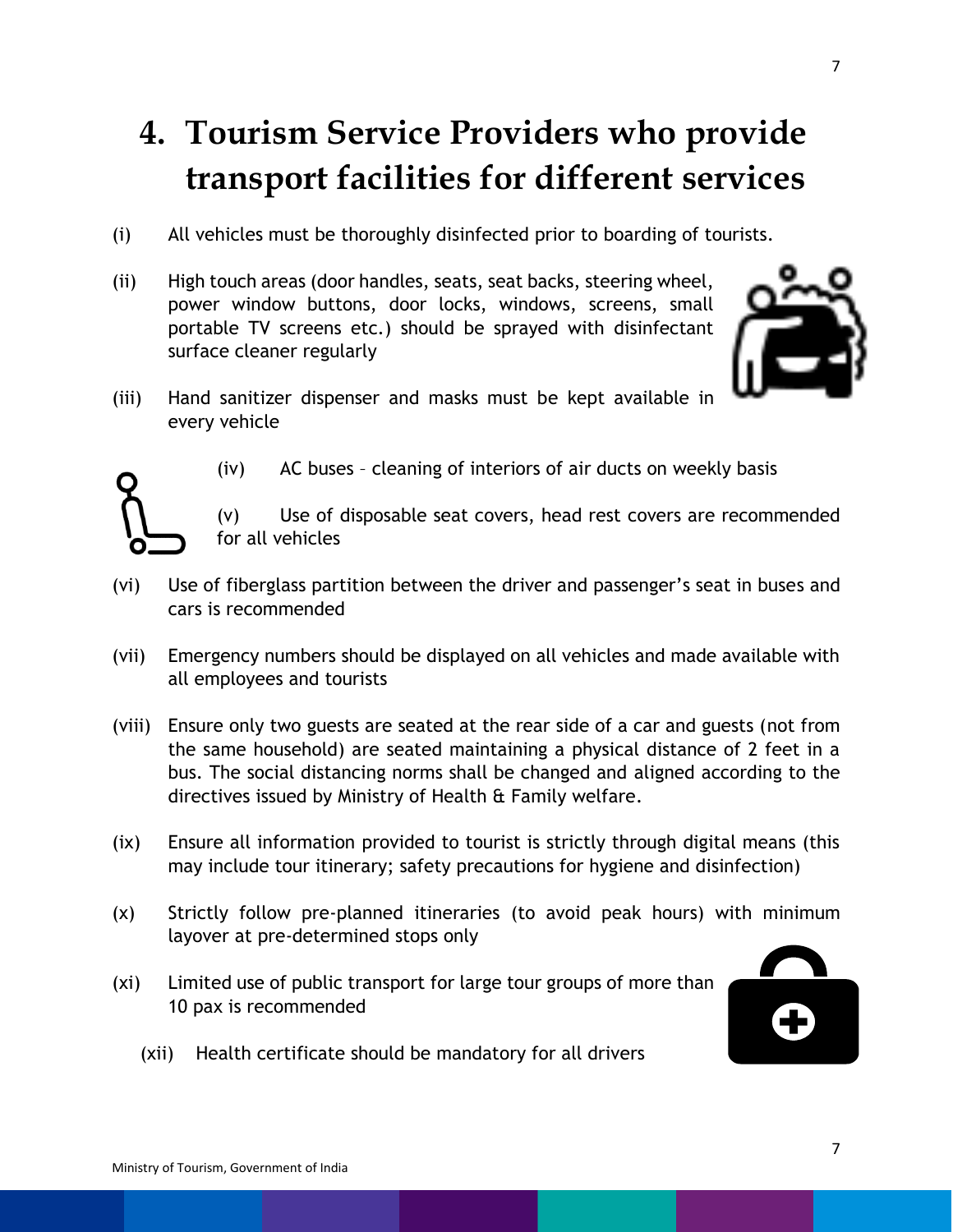# 4. Tourism Service Providers who provide transport facilities for different services

(i) All vehicles must be thoroughly disinfected prior to boarding of tourists.

(ii) High touch areas (door handles, seats, seat backs, steering wheel, power window buttons, door locks, windows, screens, small portable TV screens etc.) should be sprayed with disinfectant surface cleaner regularly

(iii) Hand sanitizer dispenser and masks must be kept available in every vehicle

(iv) AC buses – cleaning of interiors of air ducts on weekly basis

(v) Use of disposable seat covers, head rest covers are recommended for all vehicles

(vi) Use of fiberglass partition between the driver and passenger's seat in buses and cars is recommended

(vii) Emergency numbers should be displayed on all vehicles and made available with all employees and tourists

(viii) Ensure only two guests are seated at the rear side of a car and guests (not from the same household) are seated maintaining a physical distance of 2 feet in a bus. The social distancing norms shall be changed and aligned according to the directives issued by Ministry of Health & Family welfare.

(ix) Ensure all information provided to tourist is strictly through digital means (this may include tour itinerary; safety precautions for hygiene and disinfection)

(x) Strictly follow pre-planned itineraries (to avoid peak hours) with minimum layover at pre-determined stops only

(xi) Limited use of public transport for large tour groups of more than 10 pax is recommended

(xii) Health certificate should be mandatory for all drivers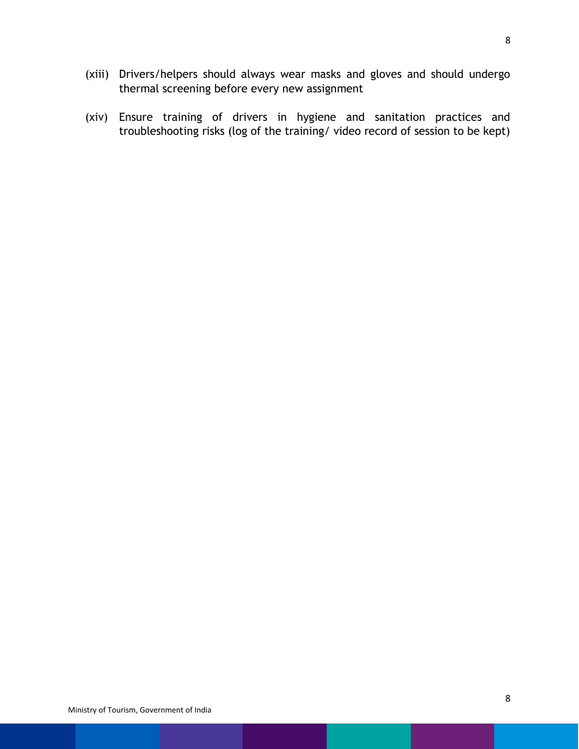(xiii) Drivers/helpers should always wear masks and gloves and should undergo thermal screening before every new assignment

(xiv) Ensure training of drivers in hygiene and sanitation practices and troubleshooting risks (log of the training/ video record of session to be kept)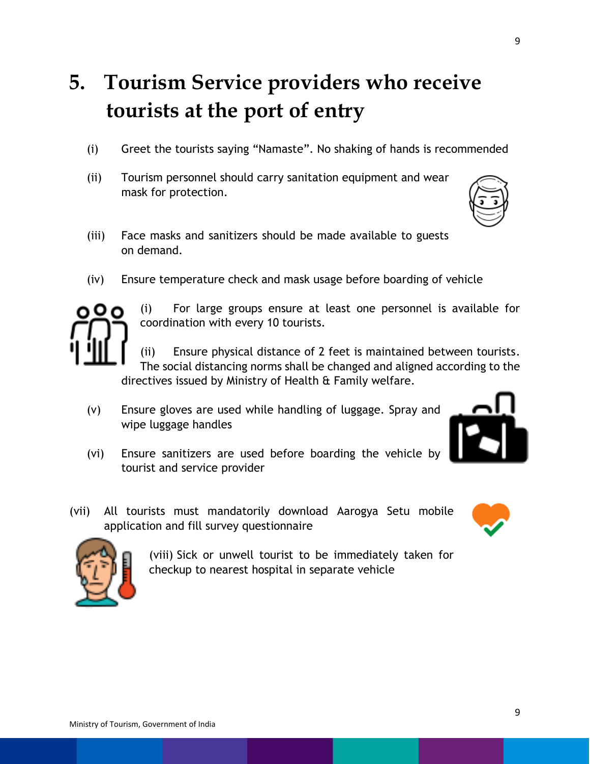# 5. Tourism Service providers who receive tourists at the port of entry

(i) Greet the tourists saying "Namaste". No shaking of hands is recommended

(ii) Tourism personnel should carry sanitation equipment and wear mask for protection.

(iii) Face masks and sanitizers should be made available to guests on demand.

(iv) Ensure temperature check and mask usage before boarding of vehicle

(i) For large groups ensure at least one personnel is available for coordination with every 10 tourists.

(ii) Ensure physical distance of 2 feet is maintained between tourists. The social distancing norms shall be changed and aligned according to the directives issued by Ministry of Health & Family welfare.

(v) Ensure gloves are used while handling of luggage. Spray and wipe luggage handles

(vi) Ensure sanitizers are used before boarding the vehicle by tourist and service provider

(vii) All tourists must mandatorily download Aarogya Setu mobile application and fill survey questionnaire

(viii) Sick or unwell tourist to be immediately taken for checkup to nearest hospital in separate vehicle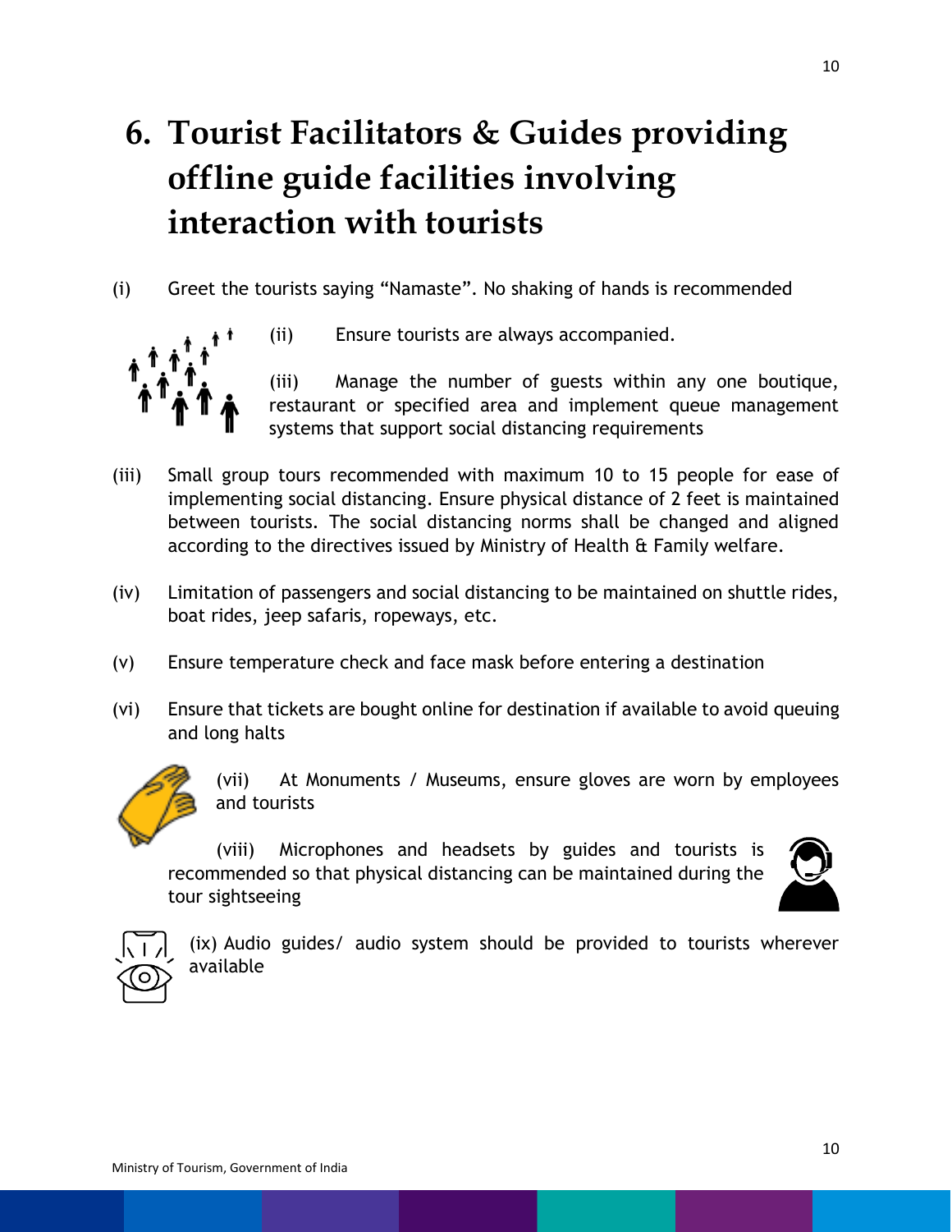# 6. Tourist Facilitators & Guides providing offline guide facilities involving interaction with tourists

(i) Greet the tourists saying "Namaste". No shaking of hands is recommended

(ii) Ensure tourists are always accompanied.

(iii) Manage the number of guests within any one boutique, restaurant or specified area and implement queue management systems that support social distancing requirements

(iii) Small group tours recommended with maximum 10 to 15 people for ease of implementing social distancing. Ensure physical distance of 2 feet is maintained between tourists. The social distancing norms shall be changed and aligned according to the directives issued by Ministry of Health & Family welfare.

(iv) Limitation of passengers and social distancing to be maintained on shuttle rides, boat rides, jeep safaris, ropeways, etc.

(v) Ensure temperature check and face mask before entering a destination

(vi) Ensure that tickets are bought online for destination if available to avoid queuing and long halts

(vii) At Monuments / Museums, ensure gloves are worn by employees and tourists

(viii) Microphones and headsets by guides and tourists is recommended so that physical distancing can be maintained during the tour sightseeing

(ix) Audio guides/ audio system should be provided to tourists wherever available

Ministry of Tourism, Government of India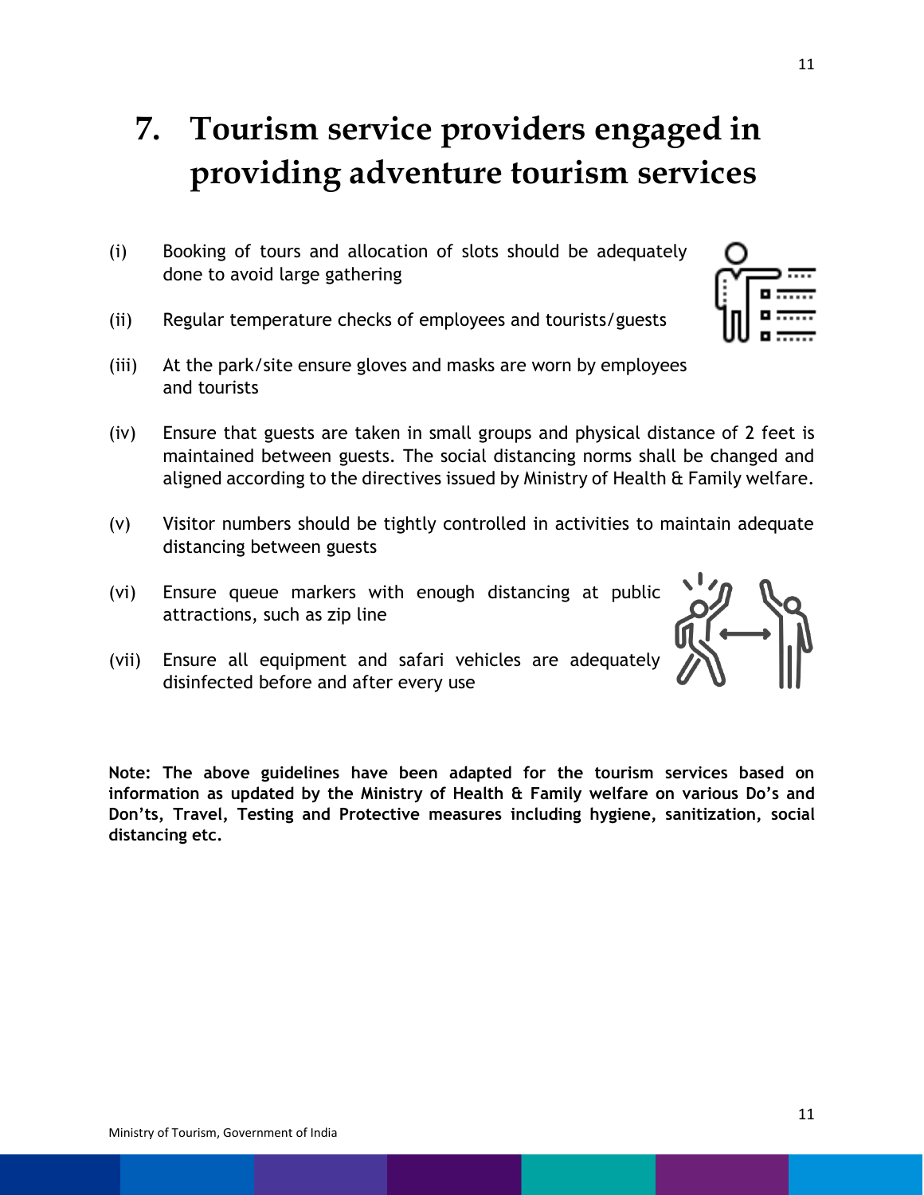# 7. Tourism service providers engaged in providing adventure tourism services

(i) Booking of tours and allocation of slots should be adequately done to avoid large gathering

(ii) Regular temperature checks of employees and tourists/guests

(iii) At the park/site ensure gloves and masks are worn by employees and tourists

(iv) Ensure that guests are taken in small groups and physical distance of 2 feet is maintained between guests. The social distancing norms shall be changed and aligned according to the directives issued by Ministry of Health & Family welfare.

(v) Visitor numbers should be tightly controlled in activities to maintain adequate distancing between guests

(vi) Ensure queue markers with enough distancing at public attractions, such as zip line

(vii) Ensure all equipment and safari vehicles are adequately disinfected before and after every use

**Note: The above guidelines have been adapted for the tourism services based on information as updated by the Ministry of Health & Family welfare on various Do's and Don'ts, Travel, Testing and Protective measures including hygiene, sanitization, social distancing etc.**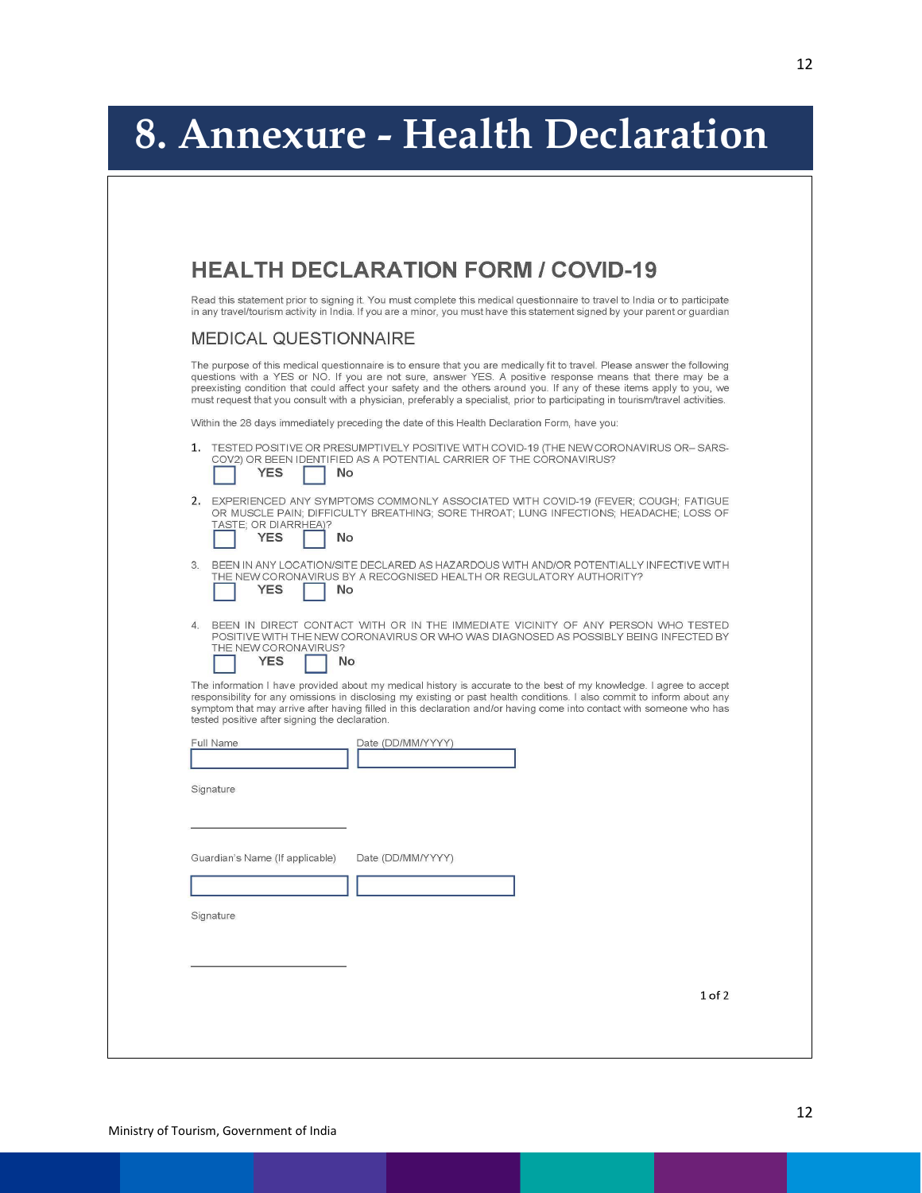# 8. Annexure - Health Declaration

## HEALTH DECLARATION FORM / COVID-19

Read this statement prior to signing it. You must complete this medical questionnaire to travel to India or to participate in any travel/tourism activity in India. If you are a minor, you must have this statement signed by your parent or guardian

### MEDICAL QUESTIONNAIRE

The purpose of this medical questionnaire is to ensure that you are medically fit to travel. Please answer the following questions with a YES or NO. If you are not sure, answer YES. A positive response means that there may be a preexisting condition that could affect your safety and the others around you. If any of these items apply to you, we must request that you consult with a physician, preferably a specialist, prior to participating in tourism/travel activities.

Within the 28 days immediately preceding the date of this Health Declaration Form, have you:

1. TESTED POSITIVE OR PRESUMPTIVELY POSITIVE WITH COVID-19 (THE NEW CORONAVIRUS OR– SARS-COV2) OR BEEN IDENTIFIED AS A POTENTIAL CARRIER OF THE CORONAVIRUS?

   ☐ YES ☐ No

2. EXPERIENCED ANY SYMPTOMS COMMONLY ASSOCIATED WITH COVID-19 (FEVER; COUGH; FATIGUE OR MUSCLE PAIN; DIFFICULTY BREATHING; SORE THROAT; LUNG INFECTIONS; HEADACHE; LOSS OF TASTE; OR DIARRHEA)?

   ☐ YES ☐ No

3. BEEN IN ANY LOCATION/SITE DECLARED AS HAZARDOUS WITH AND/OR POTENTIALLY INFECTIVE WITH THE NEW CORONAVIRUS BY A RECOGNISED HEALTH OR REGULATORY AUTHORITY?

   ☐ YES ☐ No

4. BEEN IN DIRECT CONTACT WITH OR IN THE IMMEDIATE VICINITY OF ANY PERSON WHO TESTED POSITIVE WITH THE NEW CORONAVIRUS OR WHO WAS DIAGNOSED AS POSSIBLY BEING INFECTED BY THE NEW CORONAVIRUS?

   ☐ YES ☐ No

The information I have provided about my medical history is accurate to the best of my knowledge. I agree to accept responsibility for any omissions in disclosing my existing or past health conditions. I also commit to inform about any symptom that may arrive after having filled in this declaration and/or having come into contact with someone who has tested positive after signing the declaration.

Full Name ____________________ Date (DD/MM/YYYY) ____________________

Signature

____________________

Guardian's Name (If applicable) ____________________ Date (DD/MM/YYYY) ____________________

Signature

____________________

Ministry of Tourism, Government of India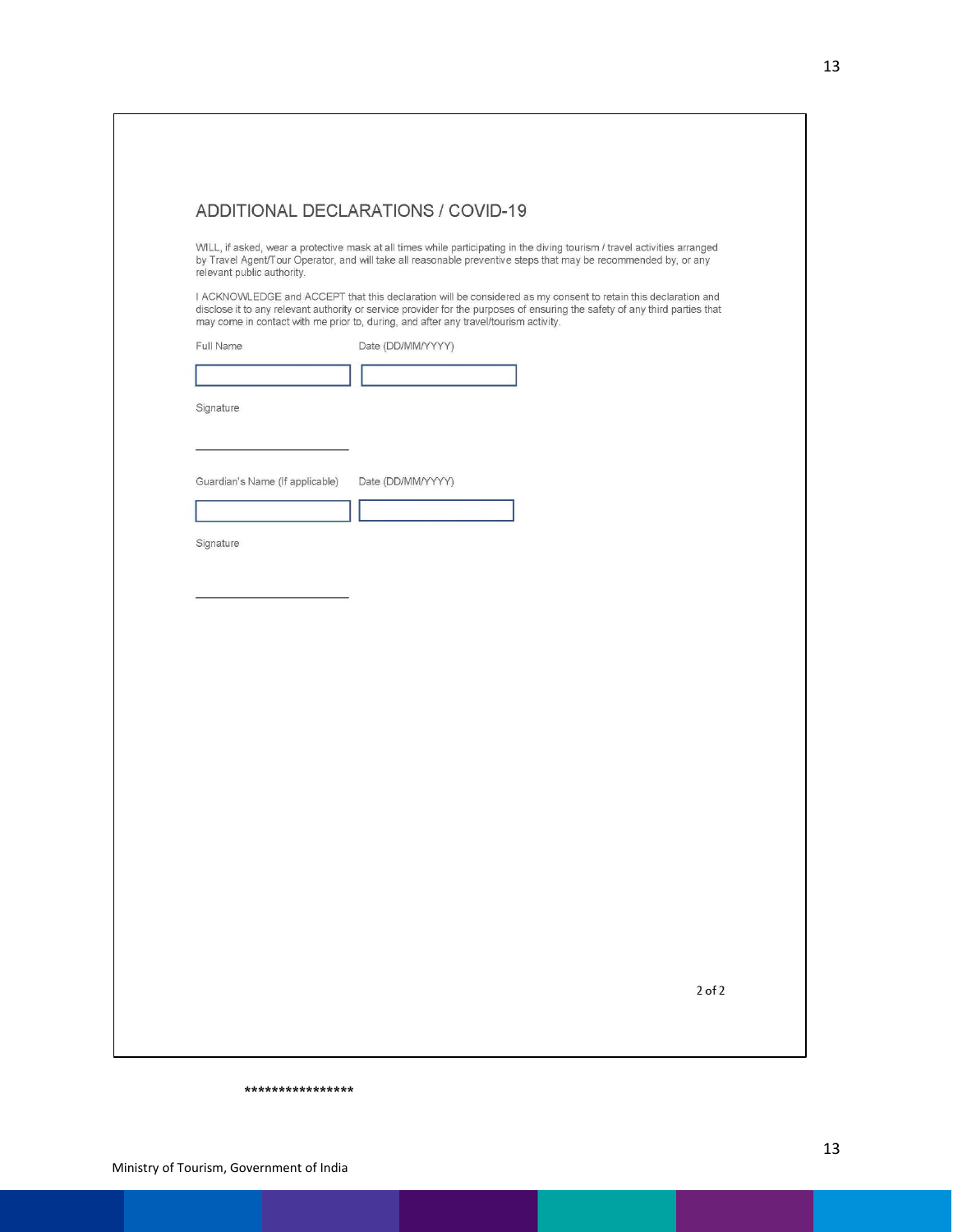## ADDITIONAL DECLARATIONS / COVID-19

WILL, if asked, wear a protective mask at all times while participating in the diving tourism / travel activities arranged by Travel Agent/Tour Operator, and will take all reasonable preventive steps that may be recommended by, or any relevant public authority.

I ACKNOWLEDGE and ACCEPT that this declaration will be considered as my consent to retain this declaration and disclose it to any relevant authority or service provider for the purposes of ensuring the safety of any third parties that may come in contact with me prior to, during, and after any travel/tourism activity.

| Full Name | Date (DD/MM/YYYY) |
| --- | --- |
| | |

Signature

\_\_\_\_\_\_\_\_\_\_\_\_\_\_\_\_\_\_\_\_\_\_\_\_

| Guardian's Name (If applicable) | Date (DD/MM/YYYY) |
| --- | --- |
| | |

Signature

\_\_\_\_\_\_\_\_\_\_\_\_\_\_\_\_\_\_\_\_\_\_\_\_

****************